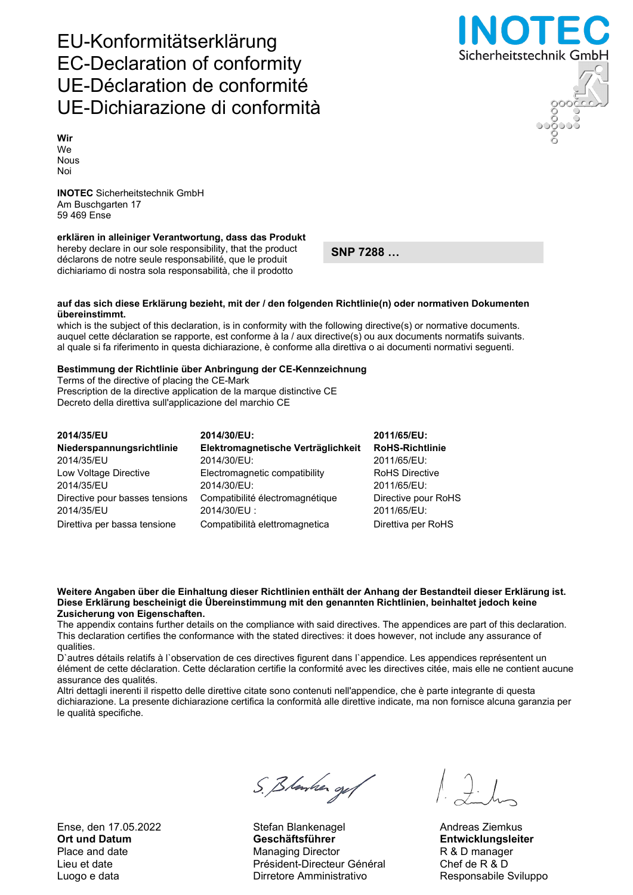# EU-Konformitätserklärung
# EC-Declaration of conformity
# UE-Déclaration de conformité
# UE-Dichiarazione di conformità

**INOTEC**
Sicherheitstechnik GmbH

**Wir**
We
Nous
Noi

**INOTEC** Sicherheitstechnik GmbH
Am Buschgarten 17
59 469 Ense

**erklären in alleiniger Verantwortung, dass das Produkt**
hereby declare in our sole responsibility, that the product
déclarons de notre seule responsabilité, que le produit
dichiariamo di nostra sola responsabilità, che il prodotto

**SNP 7288 …**

**auf das sich diese Erklärung bezieht, mit der / den folgenden Richtlinie(n) oder normativen Dokumenten übereinstimmt.**
which is the subject of this declaration, is in conformity with the following directive(s) or normative documents.
auquel cette déclaration se rapporte, est conforme à la / aux directive(s) ou aux documents normatifs suivants.
al quale si fa riferimento in questa dichiarazione, è conforme alla direttiva o ai documenti normativi seguenti.

**Bestimmung der Richtlinie über Anbringung der CE-Kennzeichnung**
Terms of the directive of placing the CE-Mark
Prescription de la directive application de la marque distinctive CE
Decreto della direttiva sull'applicazione del marchio CE

| **2014/35/EU** | **2014/30/EU:** | **2011/65/EU:** |
|---|---|---|
| **Niederspannungsrichtlinie** | **Elektromagnetische Verträglichkeit** | **RoHS-Richtlinie** |
| 2014/35/EU | 2014/30/EU: | 2011/65/EU: |
| Low Voltage Directive | Electromagnetic compatibility | RoHS Directive |
| 2014/35/EU | 2014/30/EU: | 2011/65/EU: |
| Directive pour basses tensions | Compatibilité électromagnétique | Directive pour RoHS |
| 2014/35/EU | 2014/30/EU : | 2011/65/EU: |
| Direttiva per bassa tensione | Compatibilità elettromagnetica | Direttiva per RoHS |

**Weitere Angaben über die Einhaltung dieser Richtlinien enthält der Anhang der Bestandteil dieser Erklärung ist. Diese Erklärung bescheinigt die Übereinstimmung mit den genannten Richtlinien, beinhaltet jedoch keine Zusicherung von Eigenschaften.**
The appendix contains further details on the compliance with said directives. The appendices are part of this declaration. This declaration certifies the conformance with the stated directives: it does however, not include any assurance of qualities.
D`autres détails relatifs à l`observation de ces directives figurent dans l`appendice. Les appendices représentent un élément de cette déclaration. Cette déclaration certifie la conformité avec les directives citée, mais elle ne contient aucune assurance des qualités.
Altri dettagli inerenti il rispetto delle direttive citate sono contenuti nell'appendice, che è parte integrante di questa dichiarazione. La presente dichiarazione certifica la conformità alle direttive indicate, ma non fornisce alcuna garanzia per le qualità specifiche.

| | | |
|---|---|---|
| Ense, den 17.05.2022 | Stefan Blankenagel | Andreas Ziemkus |
| **Ort und Datum** | **Geschäftsführer** | **Entwicklungsleiter** |
| Place and date | Managing Director | R & D manager |
| Lieu et date | Président-Directeur Général | Chef de R & D |
| Luogo e data | Dirretore Amministrativo | Responsabile Sviluppo |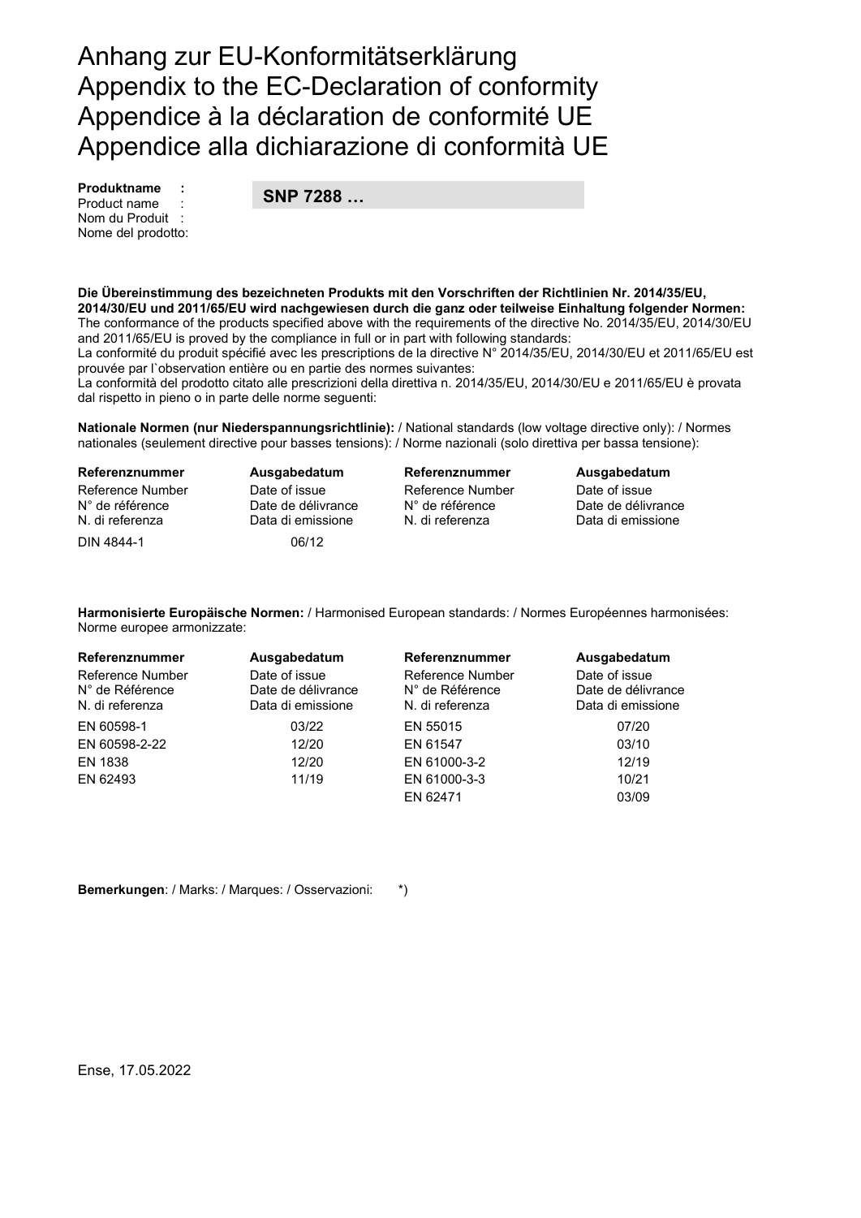# Anhang zur EU-Konformitätserklärung
# Appendix to the EC-Declaration of conformity
# Appendice à la déclaration de conformité UE
# Appendice alla dichiarazione di conformità UE

**Produktname :**
Product name :
Nom du Produit :
Nome del prodotto:

**SNP 7288 …**

**Die Übereinstimmung des bezeichneten Produkts mit den Vorschriften der Richtlinien Nr. 2014/35/EU, 2014/30/EU und 2011/65/EU wird nachgewiesen durch die ganz oder teilweise Einhaltung folgender Normen:**
The conformance of the products specified above with the requirements of the directive No. 2014/35/EU, 2014/30/EU and 2011/65/EU is proved by the compliance in full or in part with following standards:
La conformité du produit spécifié avec les prescriptions de la directive N° 2014/35/EU, 2014/30/EU et 2011/65/EU est prouvée par l`observation entière ou en partie des normes suivantes:
La conformità del prodotto citato alle prescrizioni della direttiva n. 2014/35/EU, 2014/30/EU e 2011/65/EU è provata dal rispetto in pieno o in parte delle norme seguenti:

**Nationale Normen (nur Niederspannungsrichtlinie):** / National standards (low voltage directive only): / Normes nationales (seulement directive pour basses tensions): / Norme nazionali (solo direttiva per bassa tensione):

| **Referenznummer**<br>Reference Number<br>N° de référence<br>N. di referenza | **Ausgabedatum**<br>Date of issue<br>Date de délivrance<br>Data di emissione | **Referenznummer**<br>Reference Number<br>N° de référence<br>N. di referenza | **Ausgabedatum**<br>Date of issue<br>Date de délivrance<br>Data di emissione |
|---|---|---|---|
| DIN 4844-1 | 06/12 | | |

**Harmonisierte Europäische Normen:** / Harmonised European standards: / Normes Européennes harmonisées: Norme europee armonizzate:

| **Referenznummer**<br>Reference Number<br>N° de Référence<br>N. di referenza | **Ausgabedatum**<br>Date of issue<br>Date de délivrance<br>Data di emissione | **Referenznummer**<br>Reference Number<br>N° de Référence<br>N. di referenza | **Ausgabedatum**<br>Date of issue<br>Date de délivrance<br>Data di emissione |
|---|---|---|---|
| EN 60598-1 | 03/22 | EN 55015 | 07/20 |
| EN 60598-2-22 | 12/20 | EN 61547 | 03/10 |
| EN 1838 | 12/20 | EN 61000-3-2 | 12/19 |
| EN 62493 | 11/19 | EN 61000-3-3 | 10/21 |
| | | EN 62471 | 03/09 |

**Bemerkungen**: / Marks: / Marques: / Osservazioni: *)

Ense, 17.05.2022